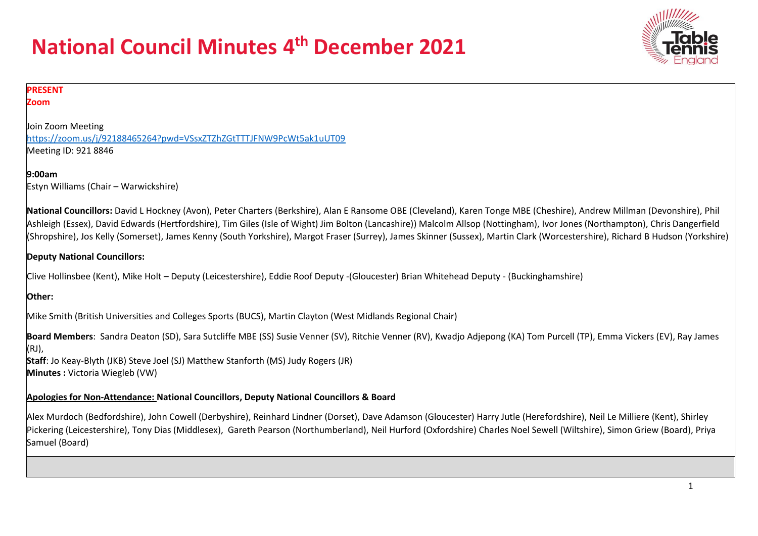# National Council Minutes 4th December 2021

**PRESENT**
**Zoom**

Join Zoom Meeting
https://zoom.us/j/92188465264?pwd=VSsxZTZhZGtTTTJFNW9PcWt5ak1uUT09
Meeting ID: 921 8846

**9:00am**
Estyn Williams (Chair – Warwickshire)

**National Councillors:** David L Hockney (Avon), Peter Charters (Berkshire), Alan E Ransome OBE (Cleveland), Karen Tonge MBE (Cheshire), Andrew Millman (Devonshire), Phil Ashleigh (Essex), David Edwards (Hertfordshire), Tim Giles (Isle of Wight) Jim Bolton (Lancashire)) Malcolm Allsop (Nottingham), Ivor Jones (Northampton), Chris Dangerfield (Shropshire), Jos Kelly (Somerset), James Kenny (South Yorkshire), Margot Fraser (Surrey), James Skinner (Sussex), Martin Clark (Worcestershire), Richard B Hudson (Yorkshire)

**Deputy National Councillors:**

Clive Hollinsbee (Kent), Mike Holt – Deputy (Leicestershire), Eddie Roof Deputy -(Gloucester) Brian Whitehead Deputy - (Buckinghamshire)

**Other:**

Mike Smith (British Universities and Colleges Sports (BUCS), Martin Clayton (West Midlands Regional Chair)

**Board Members**: Sandra Deaton (SD), Sara Sutcliffe MBE (SS) Susie Venner (SV), Ritchie Venner (RV), Kwadjo Adjepong (KA) Tom Purcell (TP), Emma Vickers (EV), Ray James (RJ),
**Staff**: Jo Keay-Blyth (JKB) Steve Joel (SJ) Matthew Stanforth (MS) Judy Rogers (JR)
**Minutes :** Victoria Wiegleb (VW)

**Apologies for Non-Attendance: National Councillors, Deputy National Councillors & Board**

Alex Murdoch (Bedfordshire), John Cowell (Derbyshire), Reinhard Lindner (Dorset), Dave Adamson (Gloucester) Harry Jutle (Herefordshire), Neil Le Milliere (Kent), Shirley Pickering (Leicestershire), Tony Dias (Middlesex), Gareth Pearson (Northumberland), Neil Hurford (Oxfordshire) Charles Noel Sewell (Wiltshire), Simon Griew (Board), Priya Samuel (Board)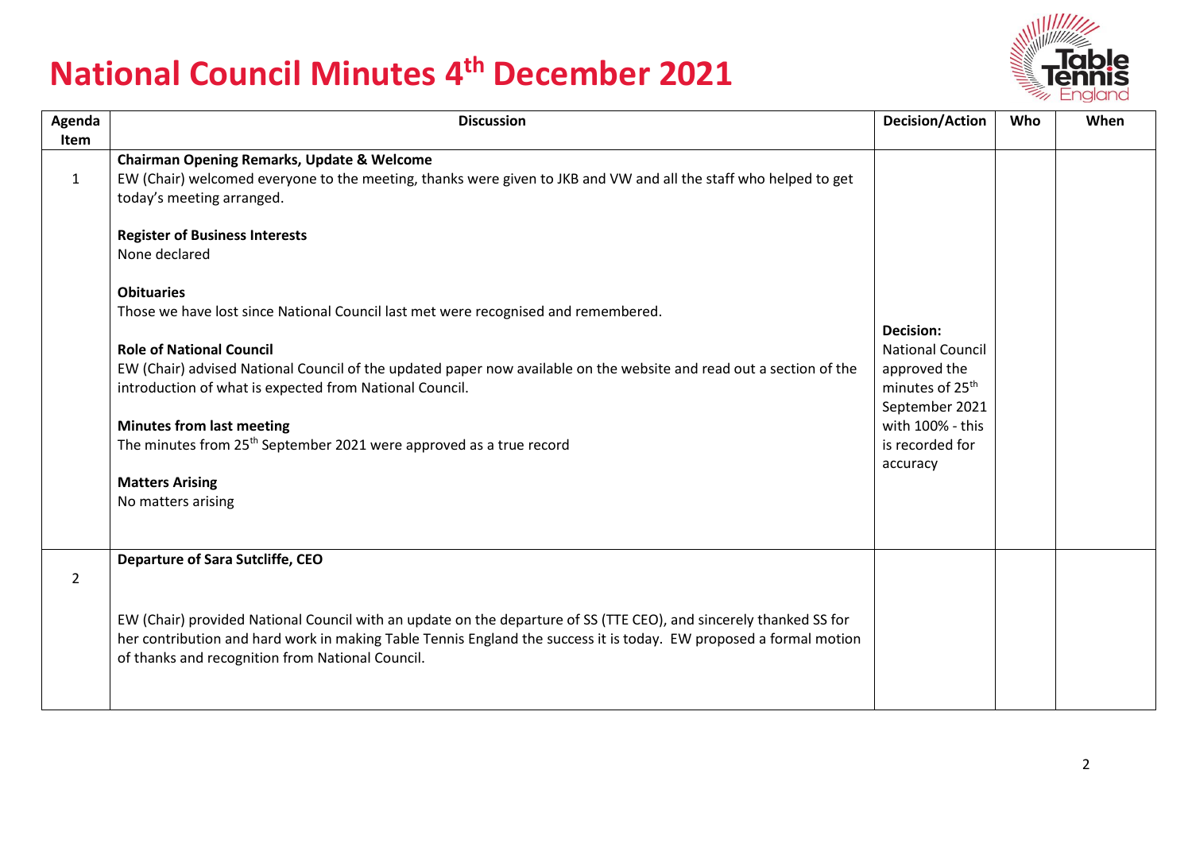# National Council Minutes 4th December 2021

| Agenda Item | Discussion | Decision/Action | Who | When |
|---|---|---|---|---|
| 1 | **Chairman Opening Remarks, Update & Welcome**<br>EW (Chair) welcomed everyone to the meeting, thanks were given to JKB and VW and all the staff who helped to get today's meeting arranged.<br><br>**Register of Business Interests**<br>None declared<br><br>**Obituaries**<br>Those we have lost since National Council last met were recognised and remembered.<br><br>**Role of National Council**<br>EW (Chair) advised National Council of the updated paper now available on the website and read out a section of the introduction of what is expected from National Council.<br><br>**Minutes from last meeting**<br>The minutes from 25th September 2021 were approved as a true record<br><br>**Matters Arising**<br>No matters arising | **Decision:**<br>National Council approved the minutes of 25th September 2021 with 100% - this is recorded for accuracy | | |
| 2 | **Departure of Sara Sutcliffe, CEO**<br><br>EW (Chair) provided National Council with an update on the departure of SS (TTE CEO), and sincerely thanked SS for her contribution and hard work in making Table Tennis England the success it is today. EW proposed a formal motion of thanks and recognition from National Council. | | | |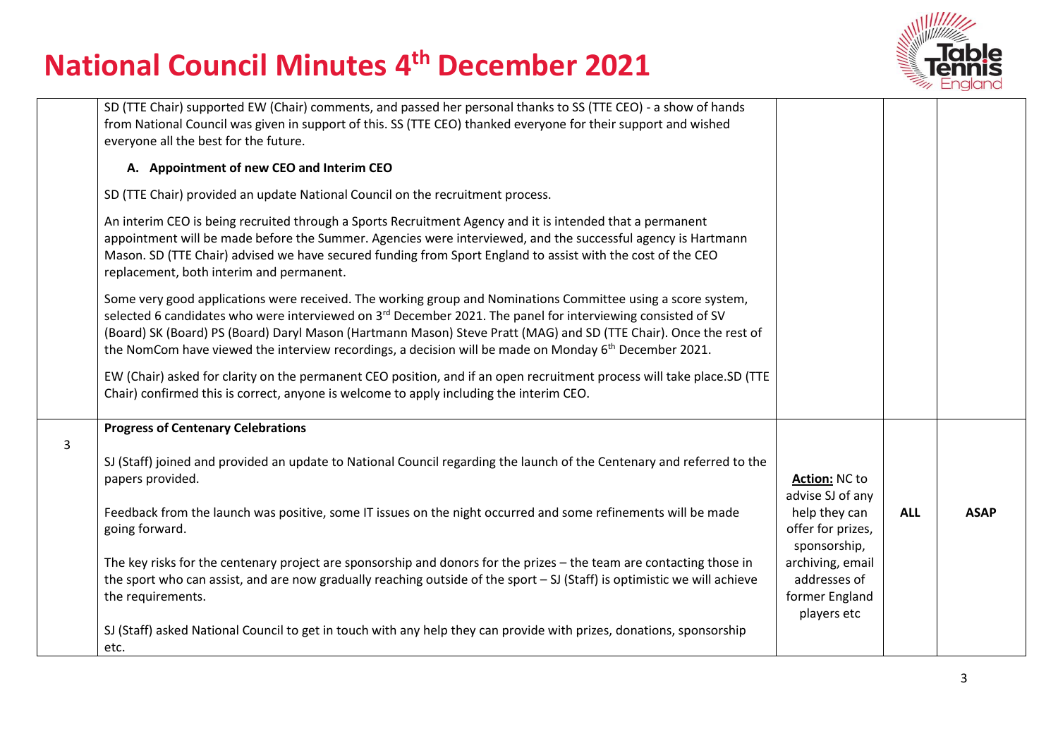# National Council Minutes 4th December 2021

| | | | | |
|---|---|---|---|---|
| | SD (TTE Chair) supported EW (Chair) comments, and passed her personal thanks to SS (TTE CEO) - a show of hands from National Council was given in support of this. SS (TTE CEO) thanked everyone for their support and wished everyone all the best for the future.<br><br>**A. Appointment of new CEO and Interim CEO**<br><br>SD (TTE Chair) provided an update National Council on the recruitment process.<br><br>An interim CEO is being recruited through a Sports Recruitment Agency and it is intended that a permanent appointment will be made before the Summer. Agencies were interviewed, and the successful agency is Hartmann Mason. SD (TTE Chair) advised we have secured funding from Sport England to assist with the cost of the CEO replacement, both interim and permanent.<br><br>Some very good applications were received. The working group and Nominations Committee using a score system, selected 6 candidates who were interviewed on 3rd December 2021. The panel for interviewing consisted of SV (Board) SK (Board) PS (Board) Daryl Mason (Hartmann Mason) Steve Pratt (MAG) and SD (TTE Chair). Once the rest of the NomCom have viewed the interview recordings, a decision will be made on Monday 6th December 2021.<br><br>EW (Chair) asked for clarity on the permanent CEO position, and if an open recruitment process will take place.SD (TTE Chair) confirmed this is correct, anyone is welcome to apply including the interim CEO. | | | |
| 3 | **Progress of Centenary Celebrations**<br><br>SJ (Staff) joined and provided an update to National Council regarding the launch of the Centenary and referred to the papers provided.<br><br>Feedback from the launch was positive, some IT issues on the night occurred and some refinements will be made going forward.<br><br>The key risks for the centenary project are sponsorship and donors for the prizes – the team are contacting those in the sport who can assist, and are now gradually reaching outside of the sport – SJ (Staff) is optimistic we will achieve the requirements.<br><br>SJ (Staff) asked National Council to get in touch with any help they can provide with prizes, donations, sponsorship etc. | **Action:** NC to advise SJ of any help they can offer for prizes, sponsorship, archiving, email addresses of former England players etc | **ALL** | **ASAP** |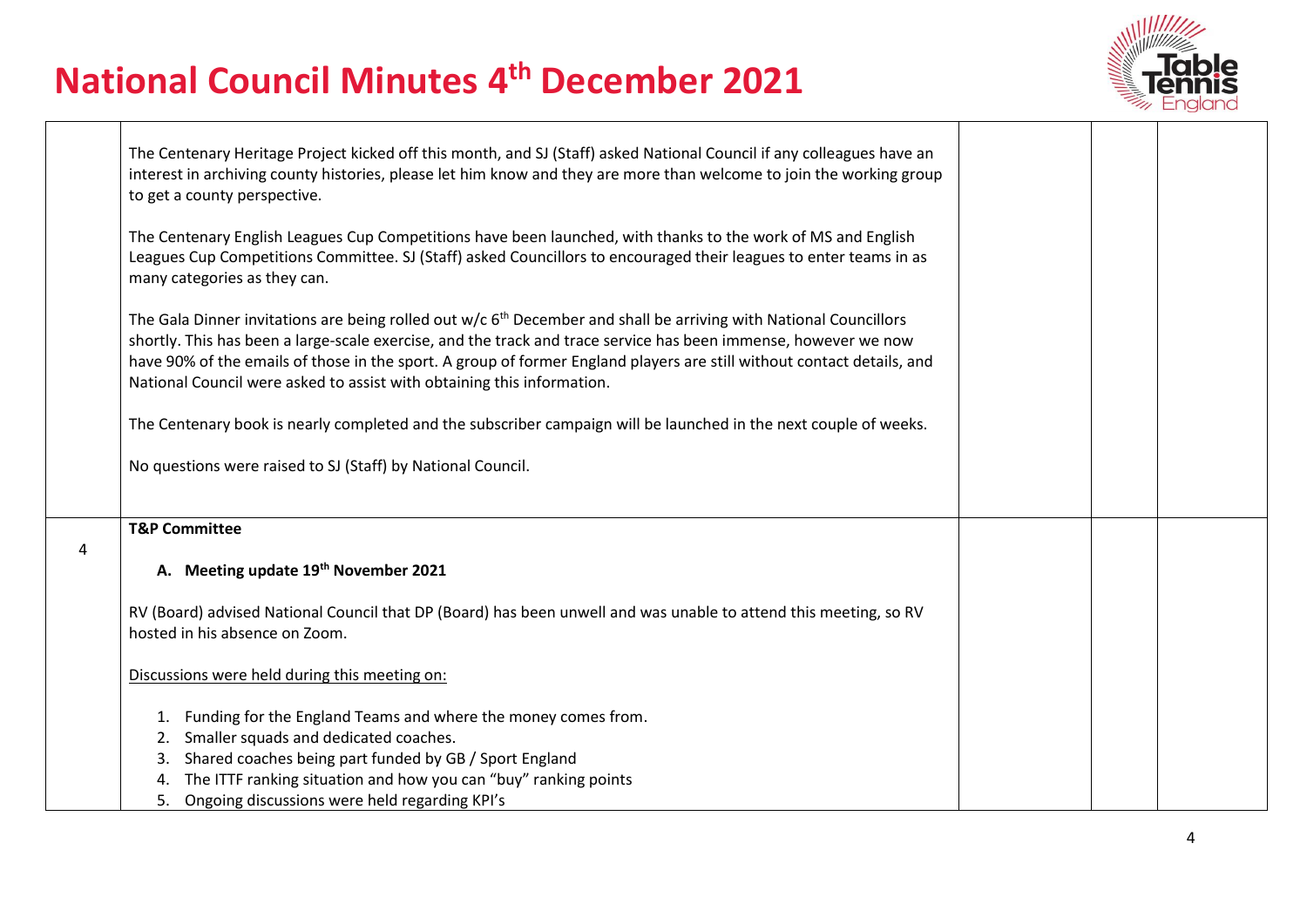| | | | | |
|---|---|---|---|---|
| | The Centenary Heritage Project kicked off this month, and SJ (Staff) asked National Council if any colleagues have an interest in archiving county histories, please let him know and they are more than welcome to join the working group to get a county perspective.<br><br>The Centenary English Leagues Cup Competitions have been launched, with thanks to the work of MS and English Leagues Cup Competitions Committee. SJ (Staff) asked Councillors to encouraged their leagues to enter teams in as many categories as they can.<br><br>The Gala Dinner invitations are being rolled out w/c 6th December and shall be arriving with National Councillors shortly. This has been a large-scale exercise, and the track and trace service has been immense, however we now have 90% of the emails of those in the sport. A group of former England players are still without contact details, and National Council were asked to assist with obtaining this information.<br><br>The Centenary book is nearly completed and the subscriber campaign will be launched in the next couple of weeks.<br><br>No questions were raised to SJ (Staff) by National Council. | | | |
| 4 | **T&P Committee**<br><br>**A. Meeting update 19th November 2021**<br><br>RV (Board) advised National Council that DP (Board) has been unwell and was unable to attend this meeting, so RV hosted in his absence on Zoom.<br><br>Discussions were held during this meeting on:<br><br>1. Funding for the England Teams and where the money comes from.<br>2. Smaller squads and dedicated coaches.<br>3. Shared coaches being part funded by GB / Sport England<br>4. The ITTF ranking situation and how you can "buy" ranking points<br>5. Ongoing discussions were held regarding KPI's | | | |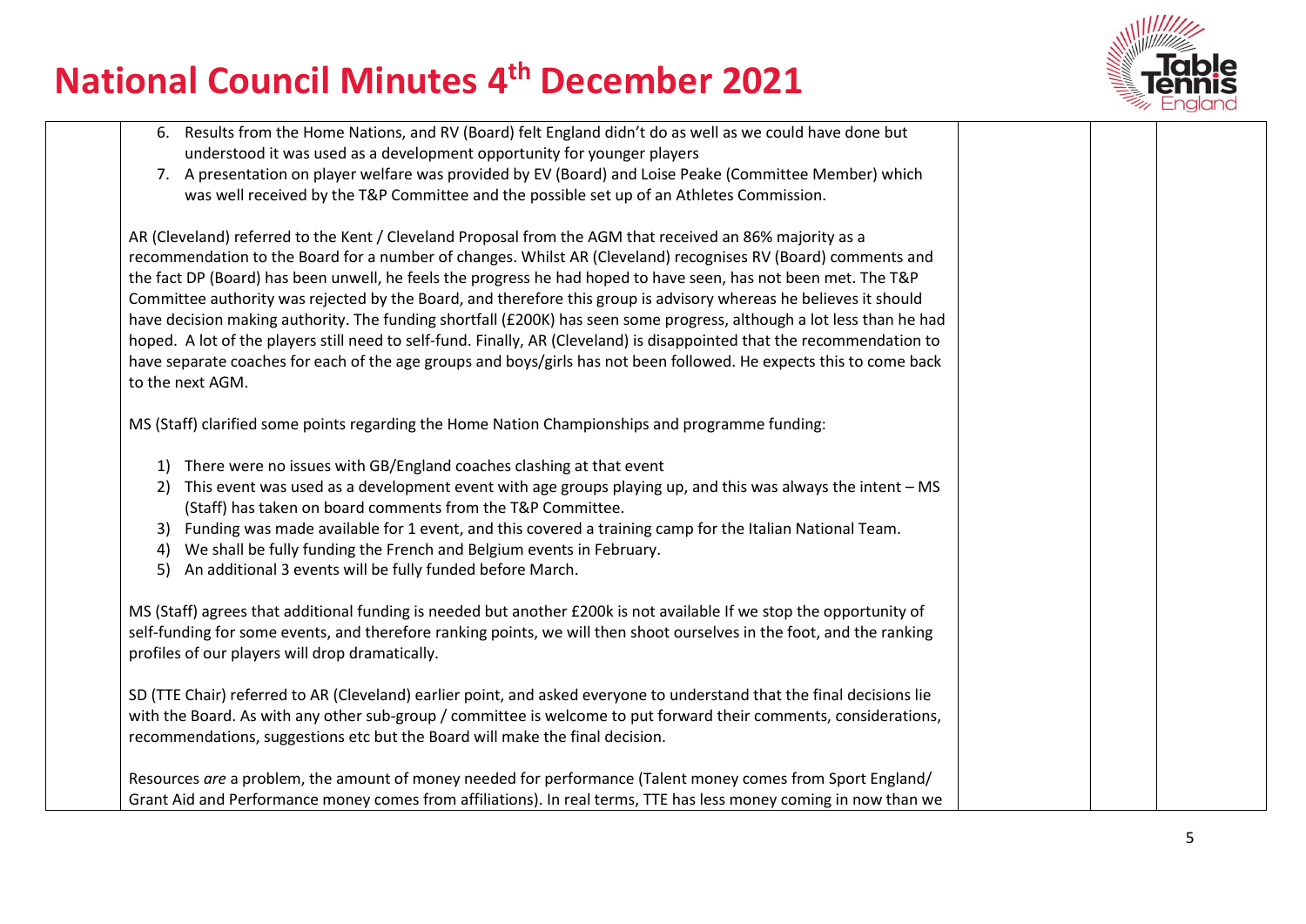# National Council Minutes 4th December 2021

6. Results from the Home Nations, and RV (Board) felt England didn't do as well as we could have done but understood it was used as a development opportunity for younger players
7. A presentation on player welfare was provided by EV (Board) and Loise Peake (Committee Member) which was well received by the T&P Committee and the possible set up of an Athletes Commission.

AR (Cleveland) referred to the Kent / Cleveland Proposal from the AGM that received an 86% majority as a recommendation to the Board for a number of changes. Whilst AR (Cleveland) recognises RV (Board) comments and the fact DP (Board) has been unwell, he feels the progress he had hoped to have seen, has not been met. The T&P Committee authority was rejected by the Board, and therefore this group is advisory whereas he believes it should have decision making authority. The funding shortfall (£200K) has seen some progress, although a lot less than he had hoped. A lot of the players still need to self-fund. Finally, AR (Cleveland) is disappointed that the recommendation to have separate coaches for each of the age groups and boys/girls has not been followed. He expects this to come back to the next AGM.

MS (Staff) clarified some points regarding the Home Nation Championships and programme funding:

1) There were no issues with GB/England coaches clashing at that event
2) This event was used as a development event with age groups playing up, and this was always the intent – MS (Staff) has taken on board comments from the T&P Committee.
3) Funding was made available for 1 event, and this covered a training camp for the Italian National Team.
4) We shall be fully funding the French and Belgium events in February.
5) An additional 3 events will be fully funded before March.

MS (Staff) agrees that additional funding is needed but another £200k is not available If we stop the opportunity of self-funding for some events, and therefore ranking points, we will then shoot ourselves in the foot, and the ranking profiles of our players will drop dramatically.

SD (TTE Chair) referred to AR (Cleveland) earlier point, and asked everyone to understand that the final decisions lie with the Board. As with any other sub-group / committee is welcome to put forward their comments, considerations, recommendations, suggestions etc but the Board will make the final decision.

Resources *are* a problem, the amount of money needed for performance (Talent money comes from Sport England/ Grant Aid and Performance money comes from affiliations). In real terms, TTE has less money coming in now than we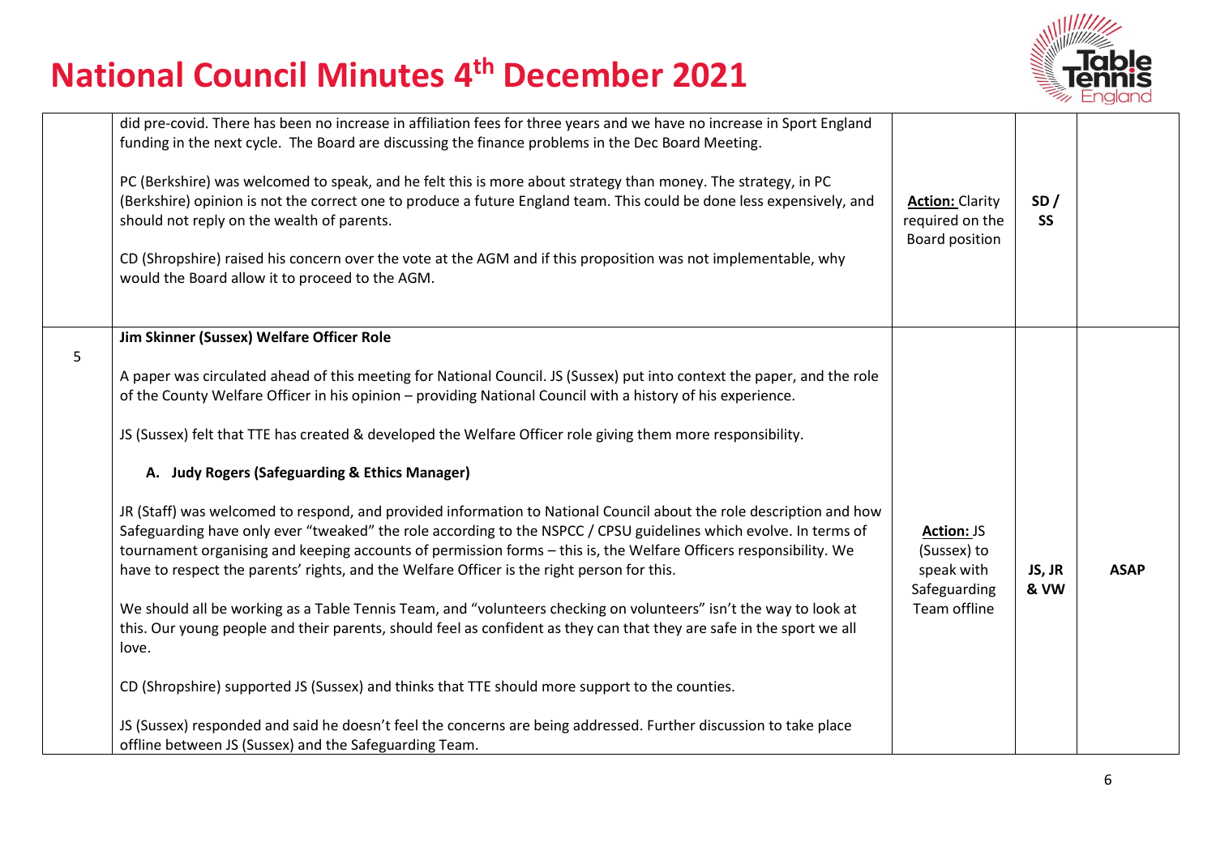# National Council Minutes 4th December 2021

| | | | | |
|---|---|---|---|---|
| | did pre-covid. There has been no increase in affiliation fees for three years and we have no increase in Sport England funding in the next cycle. The Board are discussing the finance problems in the Dec Board Meeting.<br><br>PC (Berkshire) was welcomed to speak, and he felt this is more about strategy than money. The strategy, in PC (Berkshire) opinion is not the correct one to produce a future England team. This could be done less expensively, and should not reply on the wealth of parents.<br><br>CD (Shropshire) raised his concern over the vote at the AGM and if this proposition was not implementable, why would the Board allow it to proceed to the AGM. | **Action:** Clarity required on the Board position | **SD / SS** | |
| 5 | **Jim Skinner (Sussex) Welfare Officer Role**<br><br>A paper was circulated ahead of this meeting for National Council. JS (Sussex) put into context the paper, and the role of the County Welfare Officer in his opinion – providing National Council with a history of his experience.<br><br>JS (Sussex) felt that TTE has created & developed the Welfare Officer role giving them more responsibility.<br><br>**A. Judy Rogers (Safeguarding & Ethics Manager)**<br><br>JR (Staff) was welcomed to respond, and provided information to National Council about the role description and how Safeguarding have only ever "tweaked" the role according to the NSPCC / CPSU guidelines which evolve. In terms of tournament organising and keeping accounts of permission forms – this is, the Welfare Officers responsibility. We have to respect the parents' rights, and the Welfare Officer is the right person for this.<br><br>We should all be working as a Table Tennis Team, and "volunteers checking on volunteers" isn't the way to look at this. Our young people and their parents, should feel as confident as they can that they are safe in the sport we all love.<br><br>CD (Shropshire) supported JS (Sussex) and thinks that TTE should more support to the counties.<br><br>JS (Sussex) responded and said he doesn't feel the concerns are being addressed. Further discussion to take place offline between JS (Sussex) and the Safeguarding Team. | **Action:** JS (Sussex) to speak with Safeguarding Team offline | **JS, JR & VW** | **ASAP** |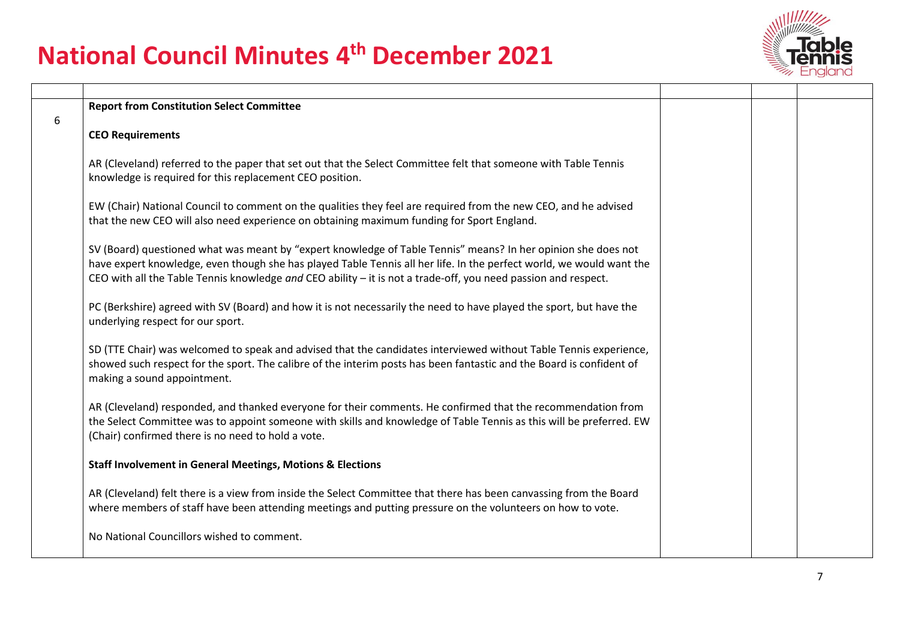| | | | | |
|---|---|---|---|---|
| 6 | **Report from Constitution Select Committee**<br><br>**CEO Requirements**<br><br>AR (Cleveland) referred to the paper that set out that the Select Committee felt that someone with Table Tennis knowledge is required for this replacement CEO position.<br><br>EW (Chair) National Council to comment on the qualities they feel are required from the new CEO, and he advised that the new CEO will also need experience on obtaining maximum funding for Sport England.<br><br>SV (Board) questioned what was meant by "expert knowledge of Table Tennis" means? In her opinion she does not have expert knowledge, even though she has played Table Tennis all her life. In the perfect world, we would want the CEO with all the Table Tennis knowledge *and* CEO ability – it is not a trade-off, you need passion and respect.<br><br>PC (Berkshire) agreed with SV (Board) and how it is not necessarily the need to have played the sport, but have the underlying respect for our sport.<br><br>SD (TTE Chair) was welcomed to speak and advised that the candidates interviewed without Table Tennis experience, showed such respect for the sport. The calibre of the interim posts has been fantastic and the Board is confident of making a sound appointment.<br><br>AR (Cleveland) responded, and thanked everyone for their comments. He confirmed that the recommendation from the Select Committee was to appoint someone with skills and knowledge of Table Tennis as this will be preferred. EW (Chair) confirmed there is no need to hold a vote.<br><br>**Staff Involvement in General Meetings, Motions & Elections**<br><br>AR (Cleveland) felt there is a view from inside the Select Committee that there has been canvassing from the Board where members of staff have been attending meetings and putting pressure on the volunteers on how to vote.<br><br>No National Councillors wished to comment. | | | |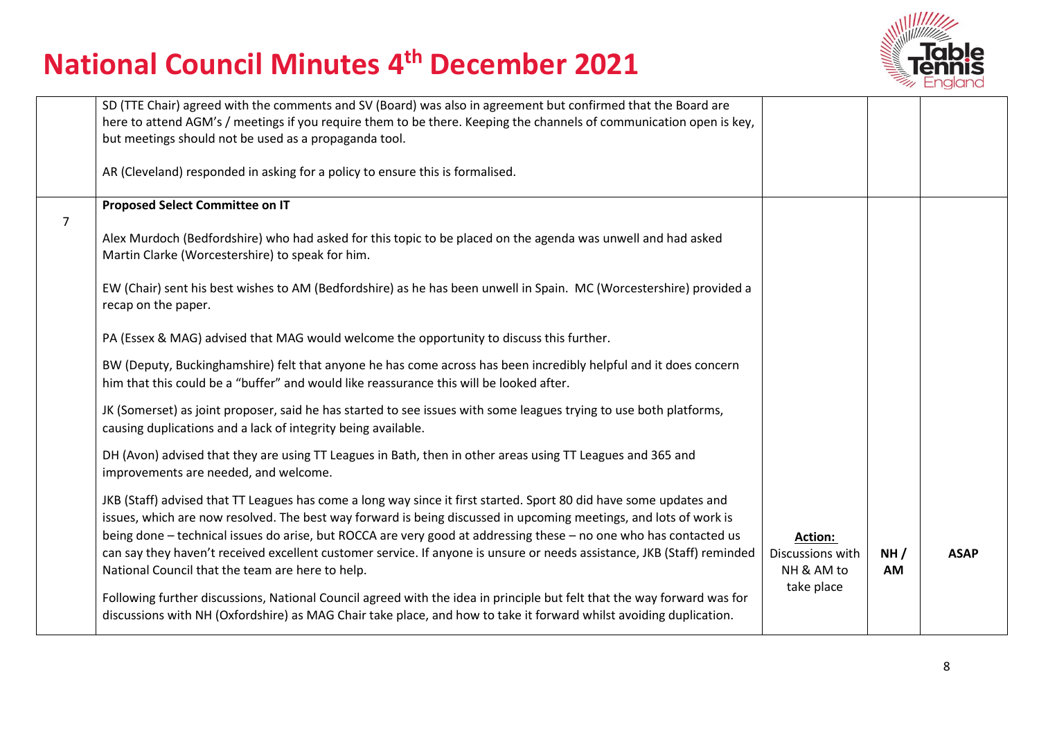# National Council Minutes 4th December 2021

| | | | | |
|---|---|---|---|---|
| | SD (TTE Chair) agreed with the comments and SV (Board) was also in agreement but confirmed that the Board are here to attend AGM's / meetings if you require them to be there. Keeping the channels of communication open is key, but meetings should not be used as a propaganda tool.<br><br>AR (Cleveland) responded in asking for a policy to ensure this is formalised. | | | |
| 7 | **Proposed Select Committee on IT**<br><br>Alex Murdoch (Bedfordshire) who had asked for this topic to be placed on the agenda was unwell and had asked Martin Clarke (Worcestershire) to speak for him.<br><br>EW (Chair) sent his best wishes to AM (Bedfordshire) as he has been unwell in Spain. MC (Worcestershire) provided a recap on the paper.<br><br>PA (Essex & MAG) advised that MAG would welcome the opportunity to discuss this further.<br><br>BW (Deputy, Buckinghamshire) felt that anyone he has come across has been incredibly helpful and it does concern him that this could be a "buffer" and would like reassurance this will be looked after.<br><br>JK (Somerset) as joint proposer, said he has started to see issues with some leagues trying to use both platforms, causing duplications and a lack of integrity being available.<br><br>DH (Avon) advised that they are using TT Leagues in Bath, then in other areas using TT Leagues and 365 and improvements are needed, and welcome.<br><br>JKB (Staff) advised that TT Leagues has come a long way since it first started. Sport 80 did have some updates and issues, which are now resolved. The best way forward is being discussed in upcoming meetings, and lots of work is being done – technical issues do arise, but ROCCA are very good at addressing these – no one who has contacted us can say they haven't received excellent customer service. If anyone is unsure or needs assistance, JKB (Staff) reminded National Council that the team are here to help.<br><br>Following further discussions, National Council agreed with the idea in principle but felt that the way forward was for discussions with NH (Oxfordshire) as MAG Chair take place, and how to take it forward whilst avoiding duplication. | **Action:** Discussions with NH & AM to take place | **NH / AM** | **ASAP** |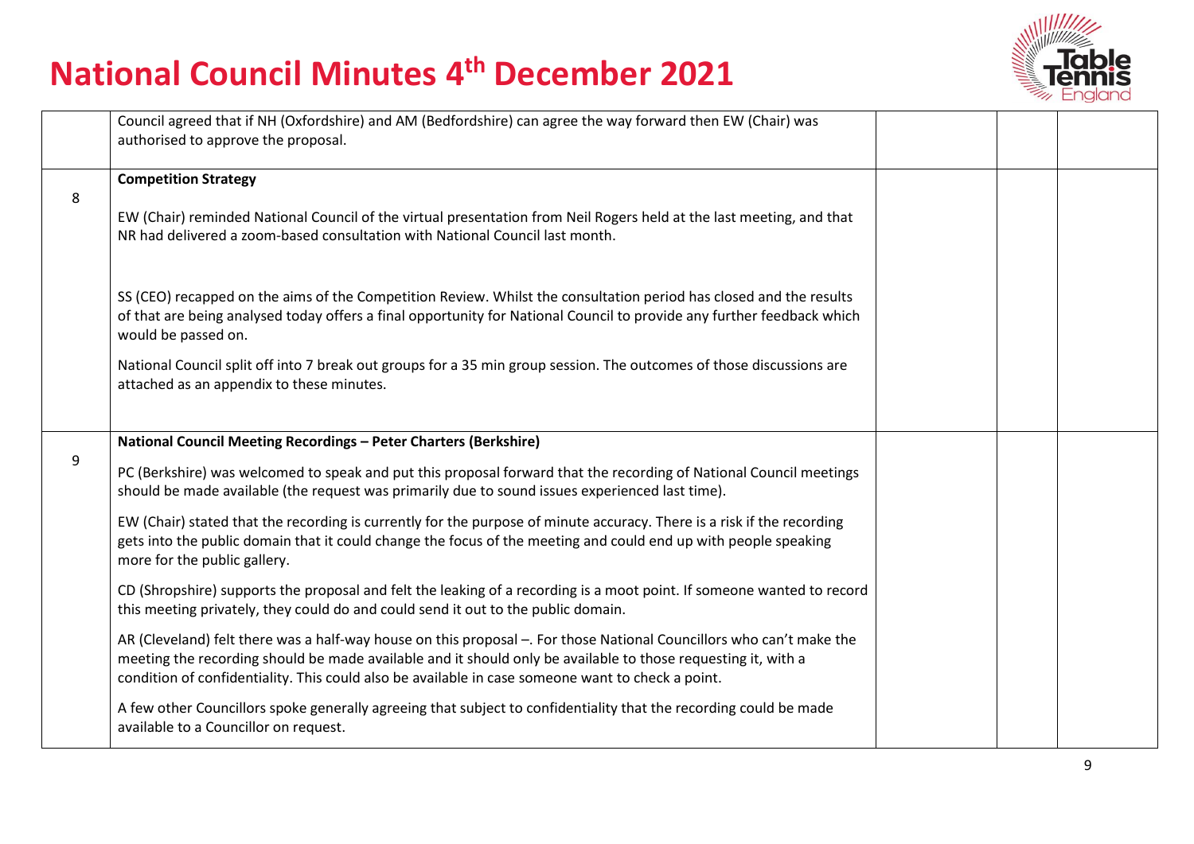# National Council Minutes 4th December 2021

| | | | | |
|---|---|---|---|---|
| | Council agreed that if NH (Oxfordshire) and AM (Bedfordshire) can agree the way forward then EW (Chair) was authorised to approve the proposal. | | | |
| 8 | **Competition Strategy**<br><br>EW (Chair) reminded National Council of the virtual presentation from Neil Rogers held at the last meeting, and that NR had delivered a zoom-based consultation with National Council last month.<br><br>SS (CEO) recapped on the aims of the Competition Review. Whilst the consultation period has closed and the results of that are being analysed today offers a final opportunity for National Council to provide any further feedback which would be passed on.<br><br>National Council split off into 7 break out groups for a 35 min group session. The outcomes of those discussions are attached as an appendix to these minutes. | | | |
| 9 | **National Council Meeting Recordings – Peter Charters (Berkshire)**<br><br>PC (Berkshire) was welcomed to speak and put this proposal forward that the recording of National Council meetings should be made available (the request was primarily due to sound issues experienced last time).<br><br>EW (Chair) stated that the recording is currently for the purpose of minute accuracy. There is a risk if the recording gets into the public domain that it could change the focus of the meeting and could end up with people speaking more for the public gallery.<br><br>CD (Shropshire) supports the proposal and felt the leaking of a recording is a moot point. If someone wanted to record this meeting privately, they could do and could send it out to the public domain.<br><br>AR (Cleveland) felt there was a half-way house on this proposal –. For those National Councillors who can't make the meeting the recording should be made available and it should only be available to those requesting it, with a condition of confidentiality. This could also be available in case someone want to check a point.<br><br>A few other Councillors spoke generally agreeing that subject to confidentiality that the recording could be made available to a Councillor on request. | | | |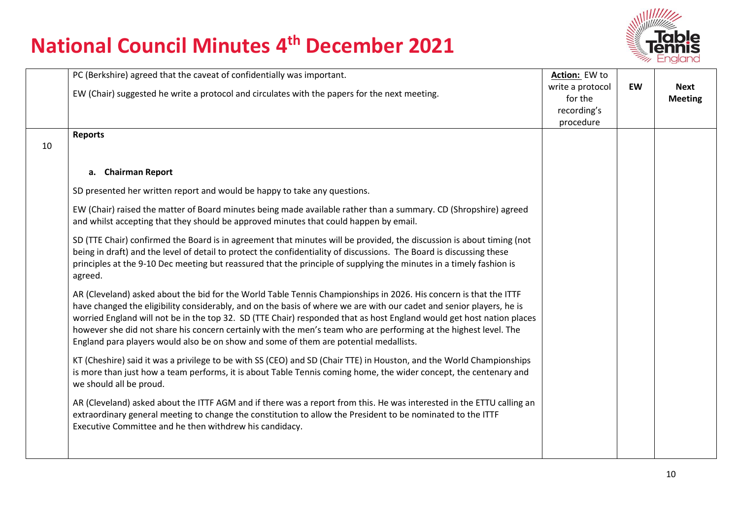# National Council Minutes 4th December 2021

| | | | | |
|---|---|---|---|---|
| | PC (Berkshire) agreed that the caveat of confidentially was important.<br><br>EW (Chair) suggested he write a protocol and circulates with the papers for the next meeting. | **Action:** EW to write a protocol for the recording's procedure | **EW** | **Next Meeting** |
| 10 | **Reports**<br><br>**a. Chairman Report**<br><br>SD presented her written report and would be happy to take any questions.<br><br>EW (Chair) raised the matter of Board minutes being made available rather than a summary. CD (Shropshire) agreed and whilst accepting that they should be approved minutes that could happen by email.<br><br>SD (TTE Chair) confirmed the Board is in agreement that minutes will be provided, the discussion is about timing (not being in draft) and the level of detail to protect the confidentiality of discussions. The Board is discussing these principles at the 9-10 Dec meeting but reassured that the principle of supplying the minutes in a timely fashion is agreed.<br><br>AR (Cleveland) asked about the bid for the World Table Tennis Championships in 2026. His concern is that the ITTF have changed the eligibility considerably, and on the basis of where we are with our cadet and senior players, he is worried England will not be in the top 32. SD (TTE Chair) responded that as host England would get host nation places however she did not share his concern certainly with the men's team who are performing at the highest level. The England para players would also be on show and some of them are potential medallists.<br><br>KT (Cheshire) said it was a privilege to be with SS (CEO) and SD (Chair TTE) in Houston, and the World Championships is more than just how a team performs, it is about Table Tennis coming home, the wider concept, the centenary and we should all be proud.<br><br>AR (Cleveland) asked about the ITTF AGM and if there was a report from this. He was interested in the ETTU calling an extraordinary general meeting to change the constitution to allow the President to be nominated to the ITTF Executive Committee and he then withdrew his candidacy. | | | |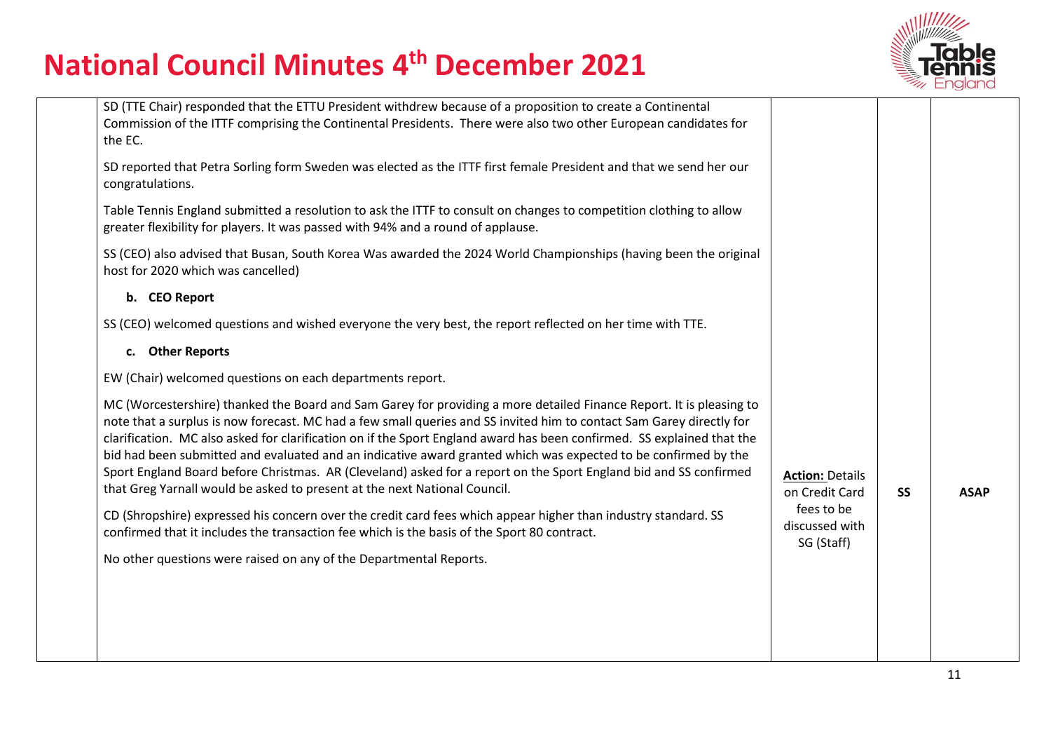# National Council Minutes 4th December 2021

| | | | | |
|---|---|---|---|---|
| | SD (TTE Chair) responded that the ETTU President withdrew because of a proposition to create a Continental Commission of the ITTF comprising the Continental Presidents. There were also two other European candidates for the EC.<br><br>SD reported that Petra Sorling form Sweden was elected as the ITTF first female President and that we send her our congratulations.<br><br>Table Tennis England submitted a resolution to ask the ITTF to consult on changes to competition clothing to allow greater flexibility for players. It was passed with 94% and a round of applause.<br><br>SS (CEO) also advised that Busan, South Korea Was awarded the 2024 World Championships (having been the original host for 2020 which was cancelled)<br><br>**b. CEO Report**<br><br>SS (CEO) welcomed questions and wished everyone the very best, the report reflected on her time with TTE.<br><br>**c. Other Reports**<br><br>EW (Chair) welcomed questions on each departments report.<br><br>MC (Worcestershire) thanked the Board and Sam Garey for providing a more detailed Finance Report. It is pleasing to note that a surplus is now forecast. MC had a few small queries and SS invited him to contact Sam Garey directly for clarification. MC also asked for clarification on if the Sport England award has been confirmed. SS explained that the bid had been submitted and evaluated and an indicative award granted which was expected to be confirmed by the Sport England Board before Christmas. AR (Cleveland) asked for a report on the Sport England bid and SS confirmed that Greg Yarnall would be asked to present at the next National Council.<br><br>CD (Shropshire) expressed his concern over the credit card fees which appear higher than industry standard. SS confirmed that it includes the transaction fee which is the basis of the Sport 80 contract.<br><br>No other questions were raised on any of the Departmental Reports. | **Action:** Details on Credit Card fees to be discussed with SG (Staff) | **SS** | **ASAP** |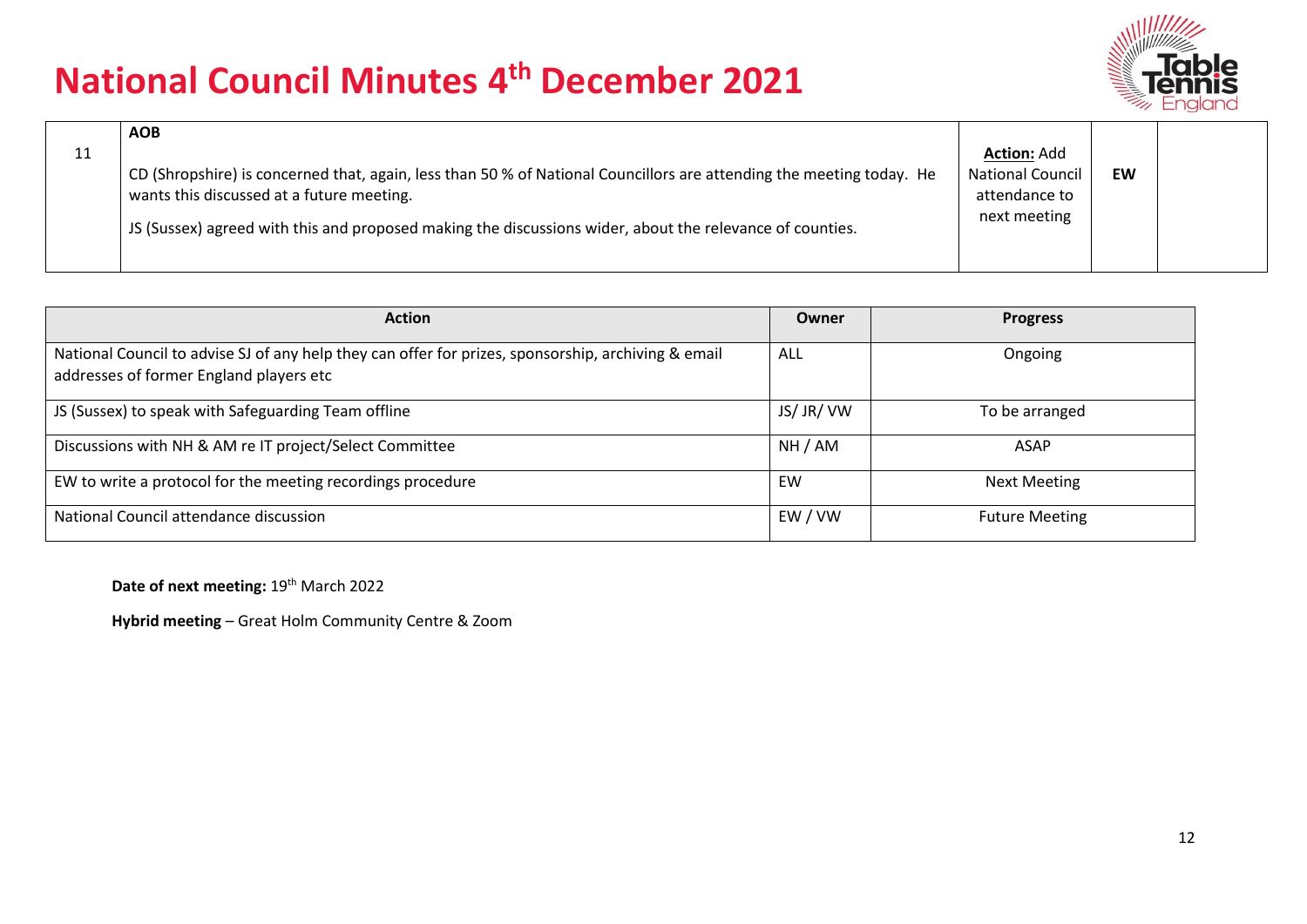# National Council Minutes 4th December 2021

| | | | | |
|---|---|---|---|---|
| 11 | **AOB**<br><br>CD (Shropshire) is concerned that, again, less than 50 % of National Councillors are attending the meeting today. He wants this discussed at a future meeting.<br><br>JS (Sussex) agreed with this and proposed making the discussions wider, about the relevance of counties. | **Action:** Add National Council attendance to next meeting | **EW** | |

| Action | Owner | Progress |
|---|---|---|
| National Council to advise SJ of any help they can offer for prizes, sponsorship, archiving & email addresses of former England players etc | ALL | Ongoing |
| JS (Sussex) to speak with Safeguarding Team offline | JS/ JR/ VW | To be arranged |
| Discussions with NH & AM re IT project/Select Committee | NH / AM | ASAP |
| EW to write a protocol for the meeting recordings procedure | EW | Next Meeting |
| National Council attendance discussion | EW / VW | Future Meeting |

**Date of next meeting:** 19th March 2022

**Hybrid meeting** – Great Holm Community Centre & Zoom